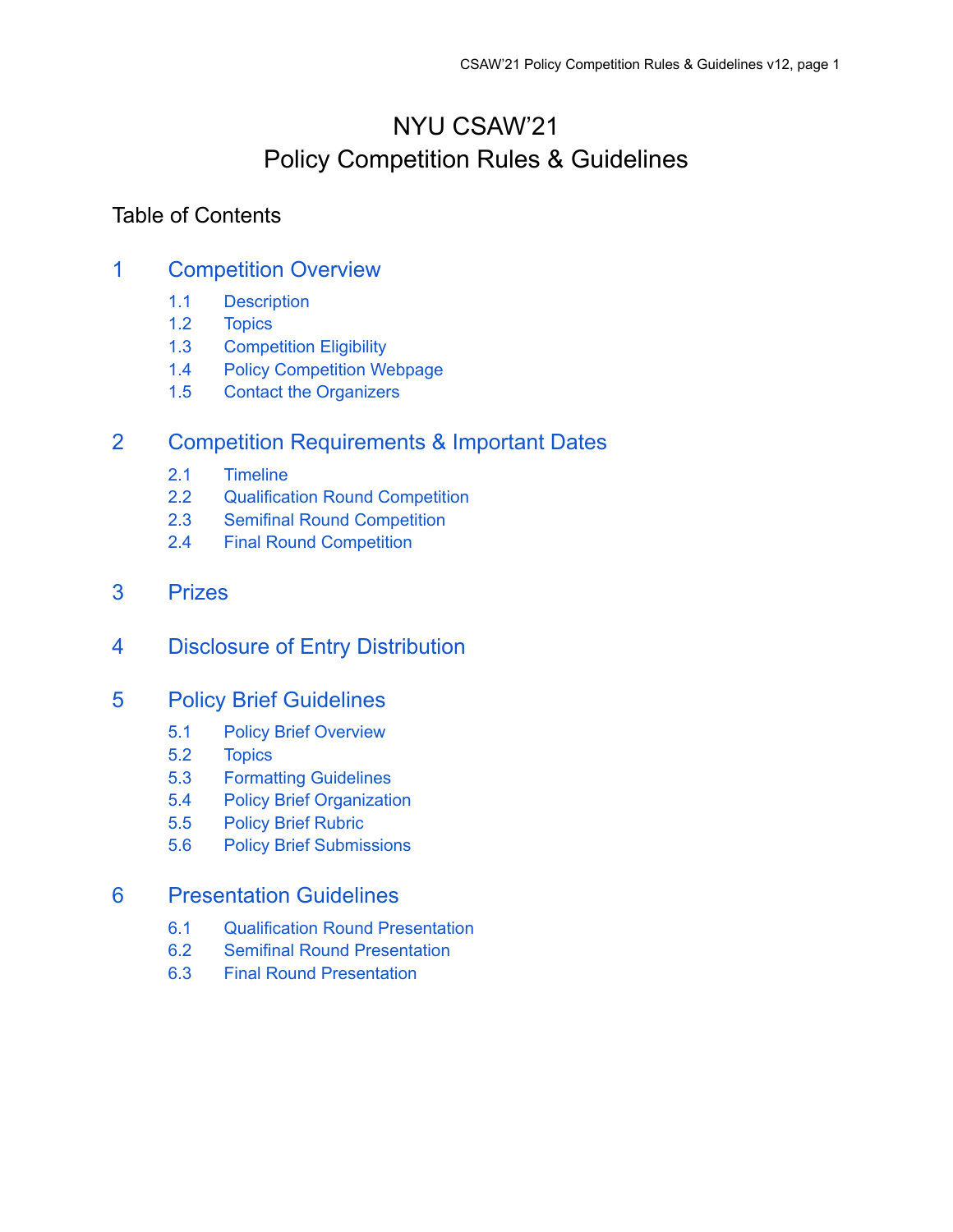# NYU CSAW'21
# Policy Competition Rules & Guidelines

## Table of Contents

1 Competition Overview
- 1.1 Description
- 1.2 Topics
- 1.3 Competition Eligibility
- 1.4 Policy Competition Webpage
- 1.5 Contact the Organizers

2 Competition Requirements & Important Dates
- 2.1 Timeline
- 2.2 Qualification Round Competition
- 2.3 Semifinal Round Competition
- 2.4 Final Round Competition

3 Prizes

4 Disclosure of Entry Distribution

5 Policy Brief Guidelines
- 5.1 Policy Brief Overview
- 5.2 Topics
- 5.3 Formatting Guidelines
- 5.4 Policy Brief Organization
- 5.5 Policy Brief Rubric
- 5.6 Policy Brief Submissions

6 Presentation Guidelines
- 6.1 Qualification Round Presentation
- 6.2 Semifinal Round Presentation
- 6.3 Final Round Presentation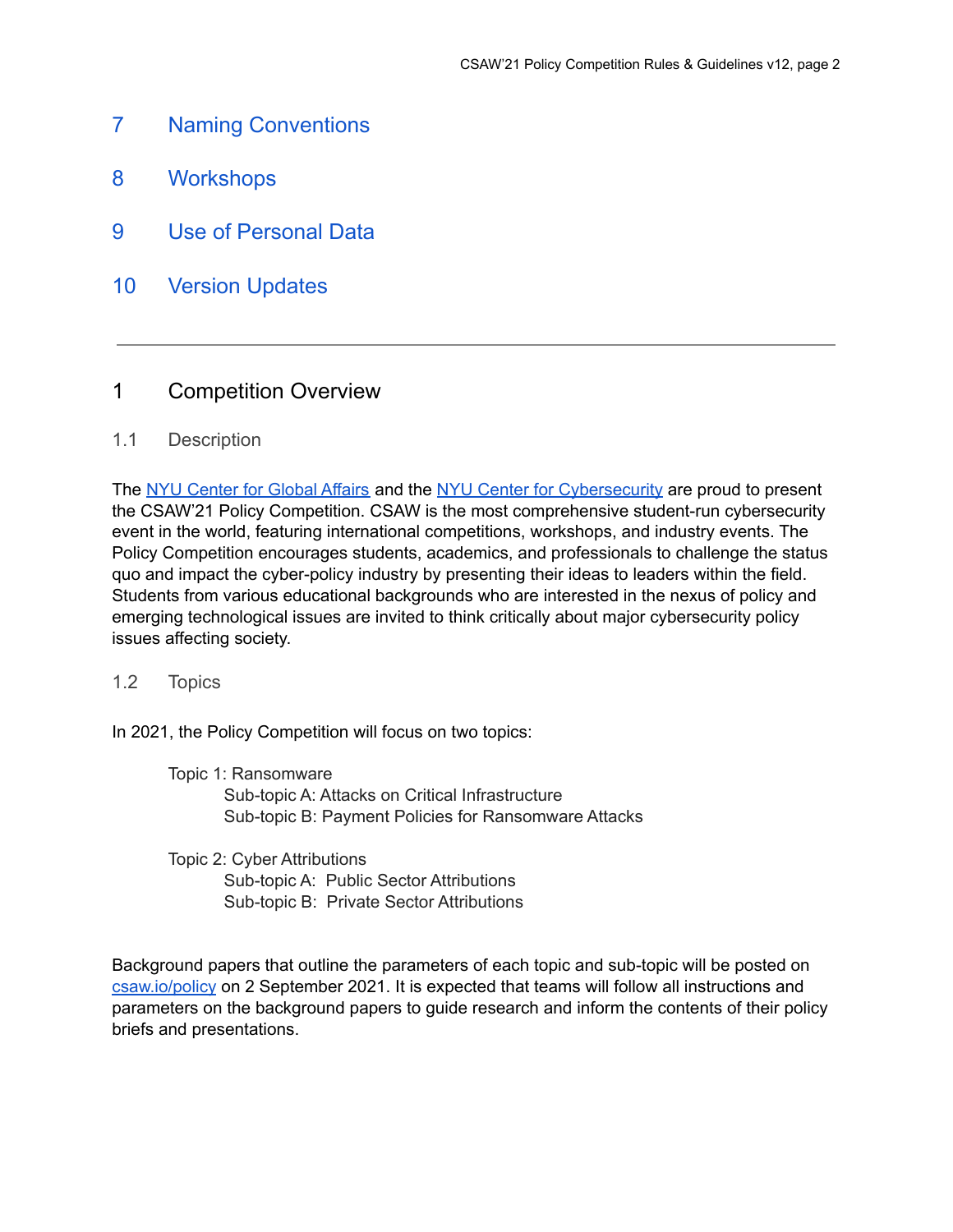7 Naming Conventions

8 Workshops

9 Use of Personal Data

10 Version Updates

---

# 1 Competition Overview

## 1.1 Description

The NYU Center for Global Affairs and the NYU Center for Cybersecurity are proud to present the CSAW'21 Policy Competition. CSAW is the most comprehensive student-run cybersecurity event in the world, featuring international competitions, workshops, and industry events. The Policy Competition encourages students, academics, and professionals to challenge the status quo and impact the cyber-policy industry by presenting their ideas to leaders within the field. Students from various educational backgrounds who are interested in the nexus of policy and emerging technological issues are invited to think critically about major cybersecurity policy issues affecting society.

## 1.2 Topics

In 2021, the Policy Competition will focus on two topics:

- Topic 1: Ransomware
  - Sub-topic A: Attacks on Critical Infrastructure
  - Sub-topic B: Payment Policies for Ransomware Attacks

- Topic 2: Cyber Attributions
  - Sub-topic A: Public Sector Attributions
  - Sub-topic B: Private Sector Attributions

Background papers that outline the parameters of each topic and sub-topic will be posted on csaw.io/policy on 2 September 2021. It is expected that teams will follow all instructions and parameters on the background papers to guide research and inform the contents of their policy briefs and presentations.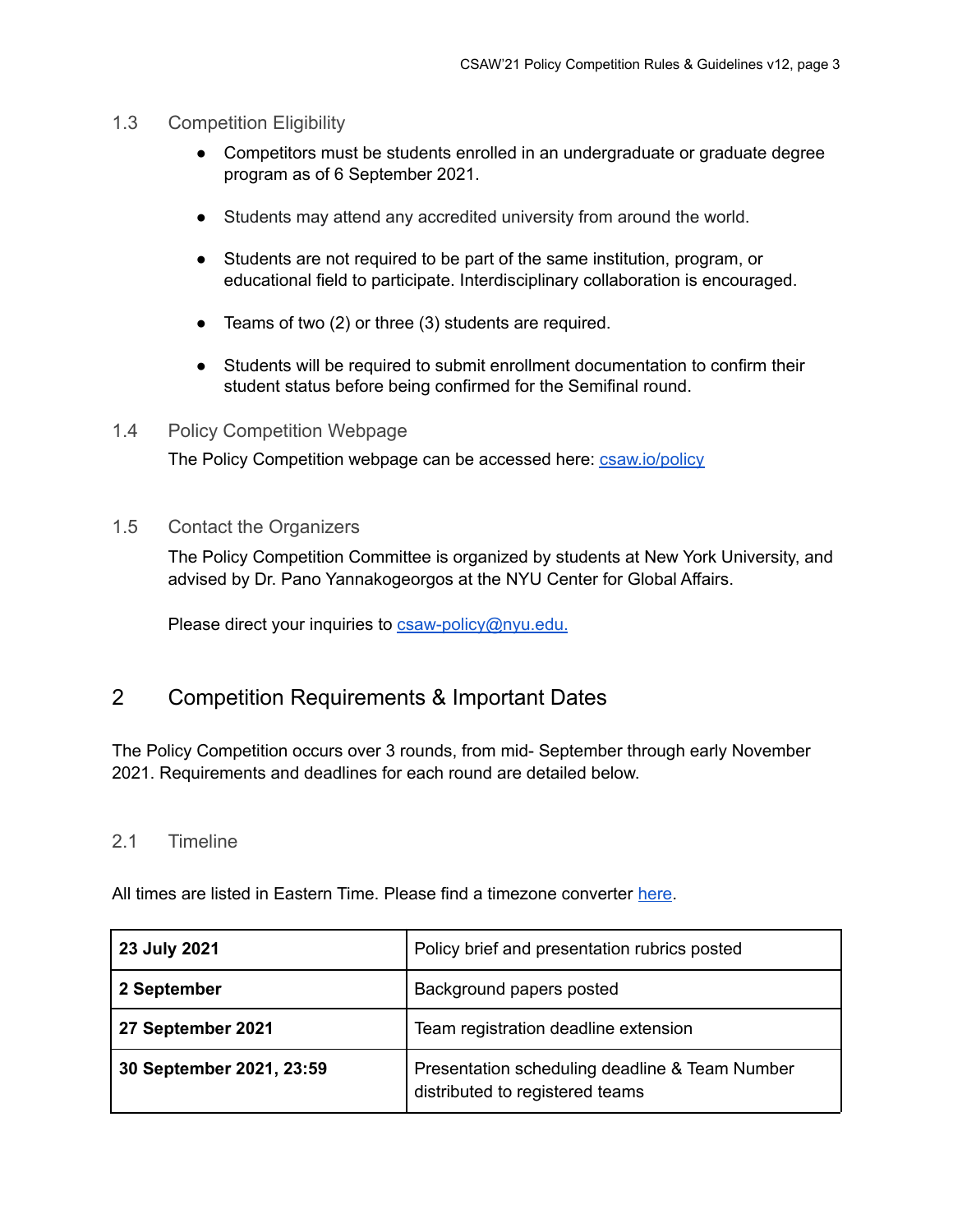### 1.3 Competition Eligibility

- Competitors must be students enrolled in an undergraduate or graduate degree program as of 6 September 2021.
- Students may attend any accredited university from around the world.
- Students are not required to be part of the same institution, program, or educational field to participate. Interdisciplinary collaboration is encouraged.
- Teams of two (2) or three (3) students are required.
- Students will be required to submit enrollment documentation to confirm their student status before being confirmed for the Semifinal round.

### 1.4 Policy Competition Webpage

The Policy Competition webpage can be accessed here: [csaw.io/policy](csaw.io/policy)

### 1.5 Contact the Organizers

The Policy Competition Committee is organized by students at New York University, and advised by Dr. Pano Yannakogeorgos at the NYU Center for Global Affairs.

Please direct your inquiries to [csaw-policy@nyu.edu.](mailto:csaw-policy@nyu.edu)

## 2 Competition Requirements & Important Dates

The Policy Competition occurs over 3 rounds, from mid- September through early November 2021. Requirements and deadlines for each round are detailed below.

### 2.1 Timeline

All times are listed in Eastern Time. Please find a timezone converter here.

| Date | Event |
|---|---|
| **23 July 2021** | Policy brief and presentation rubrics posted |
| **2 September** | Background papers posted |
| **27 September 2021** | Team registration deadline extension |
| **30 September 2021, 23:59** | Presentation scheduling deadline & Team Number distributed to registered teams |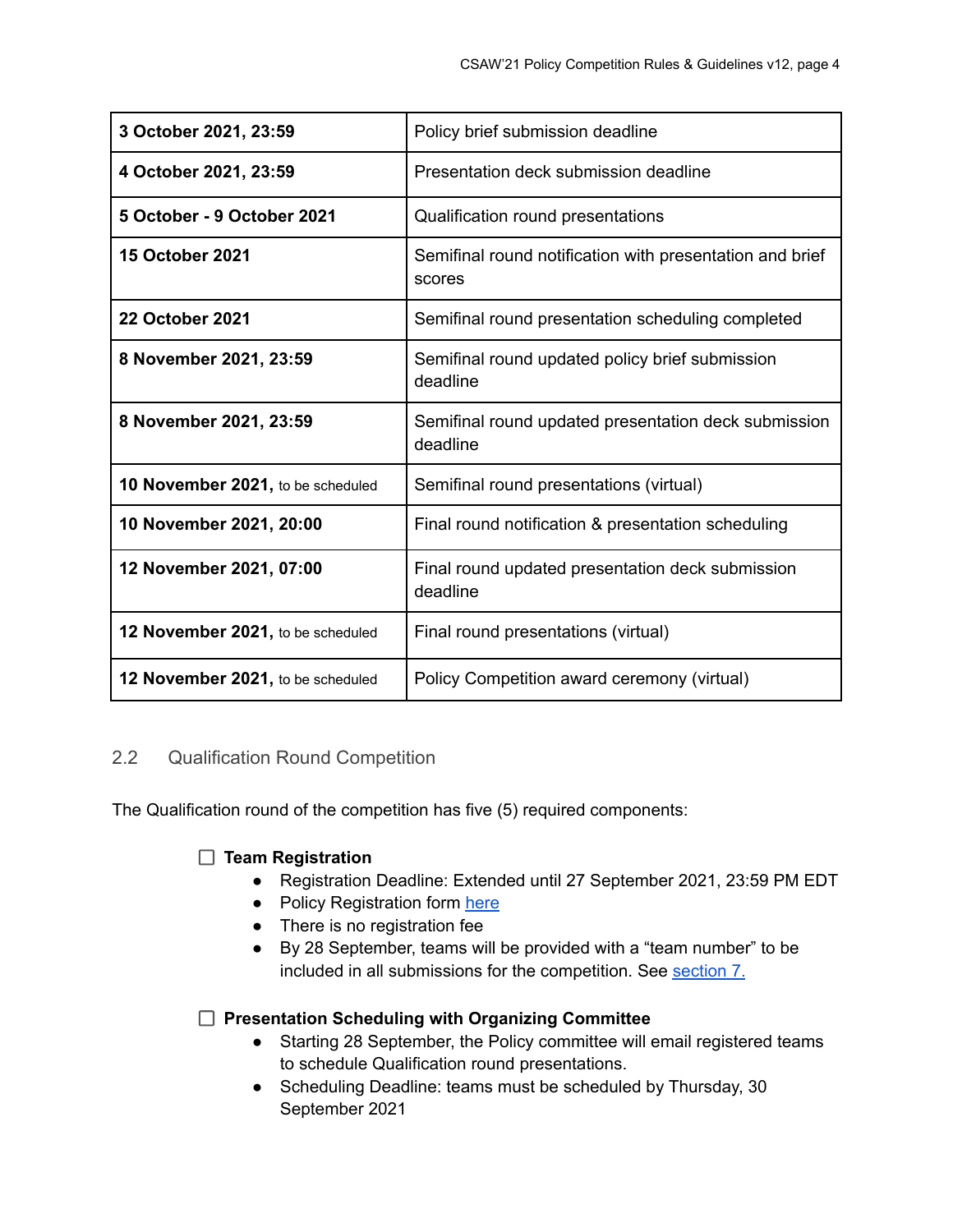| | |
|---|---|
| **3 October 2021, 23:59** | Policy brief submission deadline |
| **4 October 2021, 23:59** | Presentation deck submission deadline |
| **5 October - 9 October 2021** | Qualification round presentations |
| **15 October 2021** | Semifinal round notification with presentation and brief scores |
| **22 October 2021** | Semifinal round presentation scheduling completed |
| **8 November 2021, 23:59** | Semifinal round updated policy brief submission deadline |
| **8 November 2021, 23:59** | Semifinal round updated presentation deck submission deadline |
| **10 November 2021,** to be scheduled | Semifinal round presentations (virtual) |
| **10 November 2021, 20:00** | Final round notification & presentation scheduling |
| **12 November 2021, 07:00** | Final round updated presentation deck submission deadline |
| **12 November 2021,** to be scheduled | Final round presentations (virtual) |
| **12 November 2021,** to be scheduled | Policy Competition award ceremony (virtual) |

## 2.2 Qualification Round Competition

The Qualification round of the competition has five (5) required components:

- [ ] **Team Registration**
  - Registration Deadline: Extended until 27 September 2021, 23:59 PM EDT
  - Policy Registration form here
  - There is no registration fee
  - By 28 September, teams will be provided with a “team number” to be included in all submissions for the competition. See section 7.

- [ ] **Presentation Scheduling with Organizing Committee**
  - Starting 28 September, the Policy committee will email registered teams to schedule Qualification round presentations.
  - Scheduling Deadline: teams must be scheduled by Thursday, 30 September 2021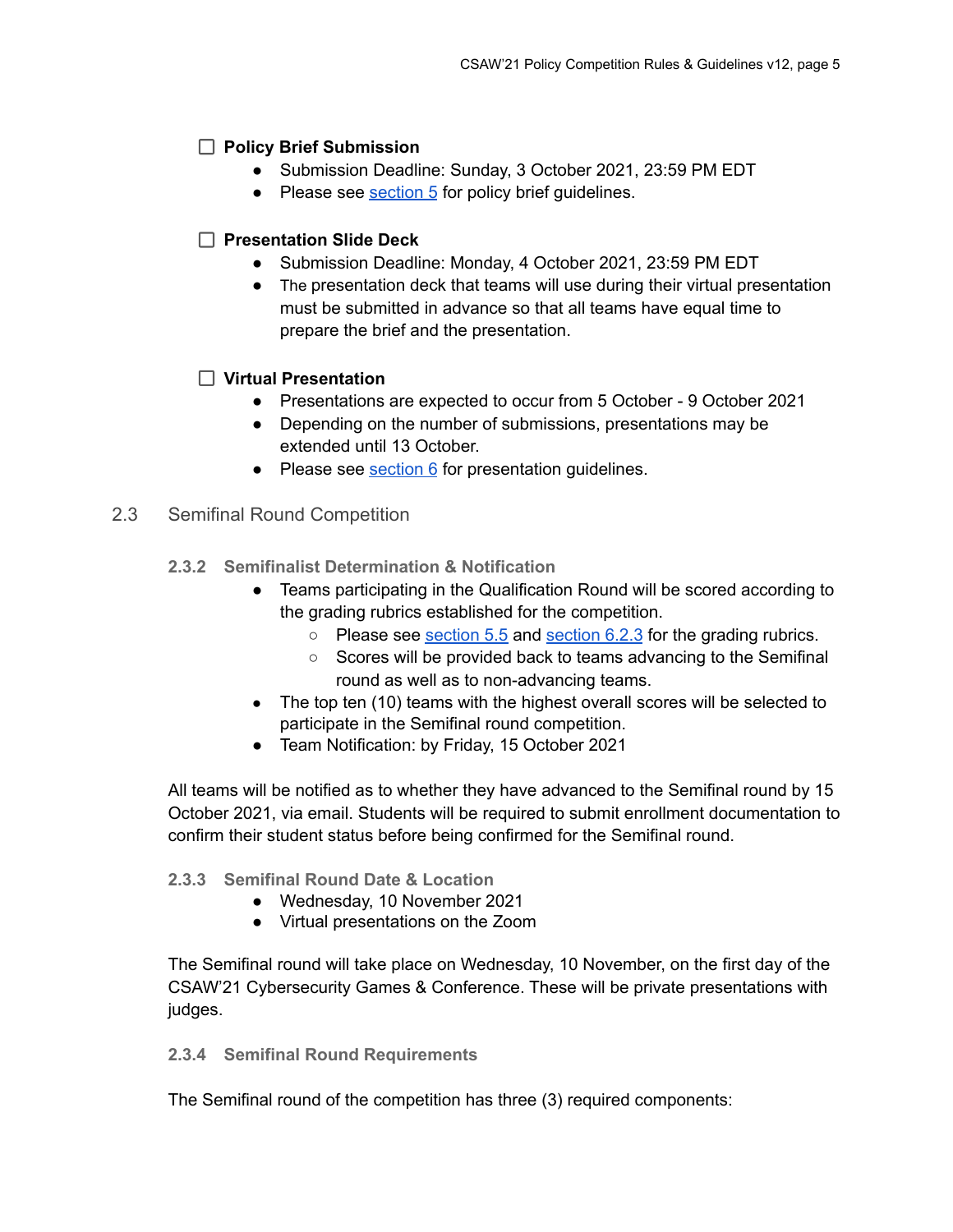- [ ] **Policy Brief Submission**
    - Submission Deadline: Sunday, 3 October 2021, 23:59 PM EDT
    - Please see section 5 for policy brief guidelines.

- [ ] **Presentation Slide Deck**
    - Submission Deadline: Monday, 4 October 2021, 23:59 PM EDT
    - The presentation deck that teams will use during their virtual presentation must be submitted in advance so that all teams have equal time to prepare the brief and the presentation.

- [ ] **Virtual Presentation**
    - Presentations are expected to occur from 5 October - 9 October 2021
    - Depending on the number of submissions, presentations may be extended until 13 October.
    - Please see section 6 for presentation guidelines.

## 2.3 Semifinal Round Competition

### 2.3.2 Semifinalist Determination & Notification

- Teams participating in the Qualification Round will be scored according to the grading rubrics established for the competition.
    - Please see section 5.5 and section 6.2.3 for the grading rubrics.
    - Scores will be provided back to teams advancing to the Semifinal round as well as to non-advancing teams.
- The top ten (10) teams with the highest overall scores will be selected to participate in the Semifinal round competition.
- Team Notification: by Friday, 15 October 2021

All teams will be notified as to whether they have advanced to the Semifinal round by 15 October 2021, via email. Students will be required to submit enrollment documentation to confirm their student status before being confirmed for the Semifinal round.

### 2.3.3 Semifinal Round Date & Location

- Wednesday, 10 November 2021
- Virtual presentations on the Zoom

The Semifinal round will take place on Wednesday, 10 November, on the first day of the CSAW'21 Cybersecurity Games & Conference. These will be private presentations with judges.

### 2.3.4 Semifinal Round Requirements

The Semifinal round of the competition has three (3) required components: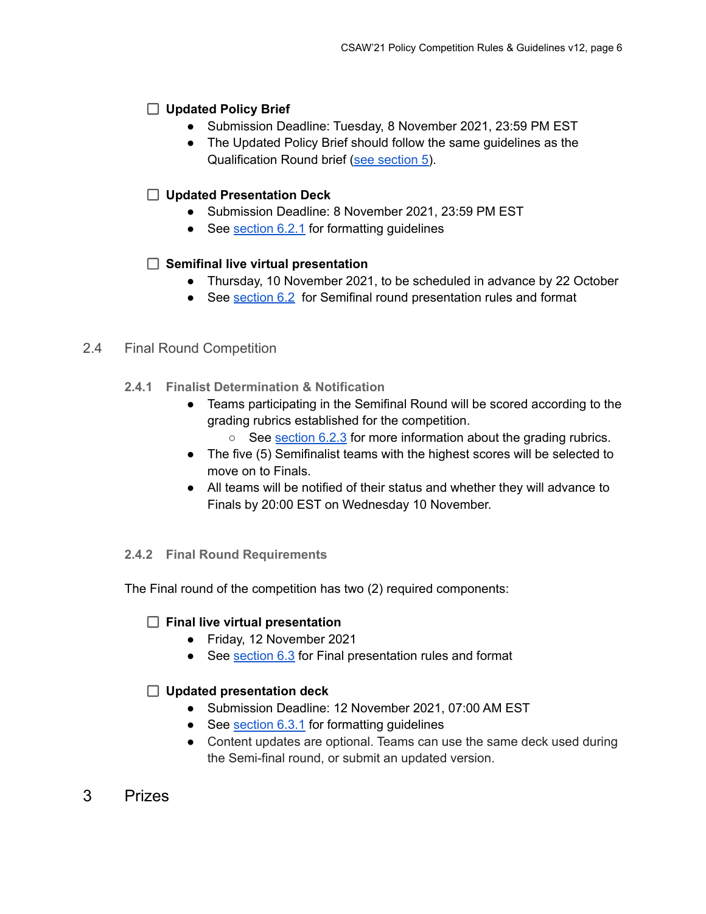- [ ] **Updated Policy Brief**
    - Submission Deadline: Tuesday, 8 November 2021, 23:59 PM EST
    - The Updated Policy Brief should follow the same guidelines as the Qualification Round brief (see section 5).

- [ ] **Updated Presentation Deck**
    - Submission Deadline: 8 November 2021, 23:59 PM EST
    - See section 6.2.1 for formatting guidelines

- [ ] **Semifinal live virtual presentation**
    - Thursday, 10 November 2021, to be scheduled in advance by 22 October
    - See section 6.2 for Semifinal round presentation rules and format

## 2.4 Final Round Competition

### 2.4.1 Finalist Determination & Notification

- Teams participating in the Semifinal Round will be scored according to the grading rubrics established for the competition.
    - See section 6.2.3 for more information about the grading rubrics.
- The five (5) Semifinalist teams with the highest scores will be selected to move on to Finals.
- All teams will be notified of their status and whether they will advance to Finals by 20:00 EST on Wednesday 10 November.

### 2.4.2 Final Round Requirements

The Final round of the competition has two (2) required components:

- [ ] **Final live virtual presentation**
    - Friday, 12 November 2021
    - See section 6.3 for Final presentation rules and format

- [ ] **Updated presentation deck**
    - Submission Deadline: 12 November 2021, 07:00 AM EST
    - See section 6.3.1 for formatting guidelines
    - Content updates are optional. Teams can use the same deck used during the Semi-final round, or submit an updated version.

# 3 Prizes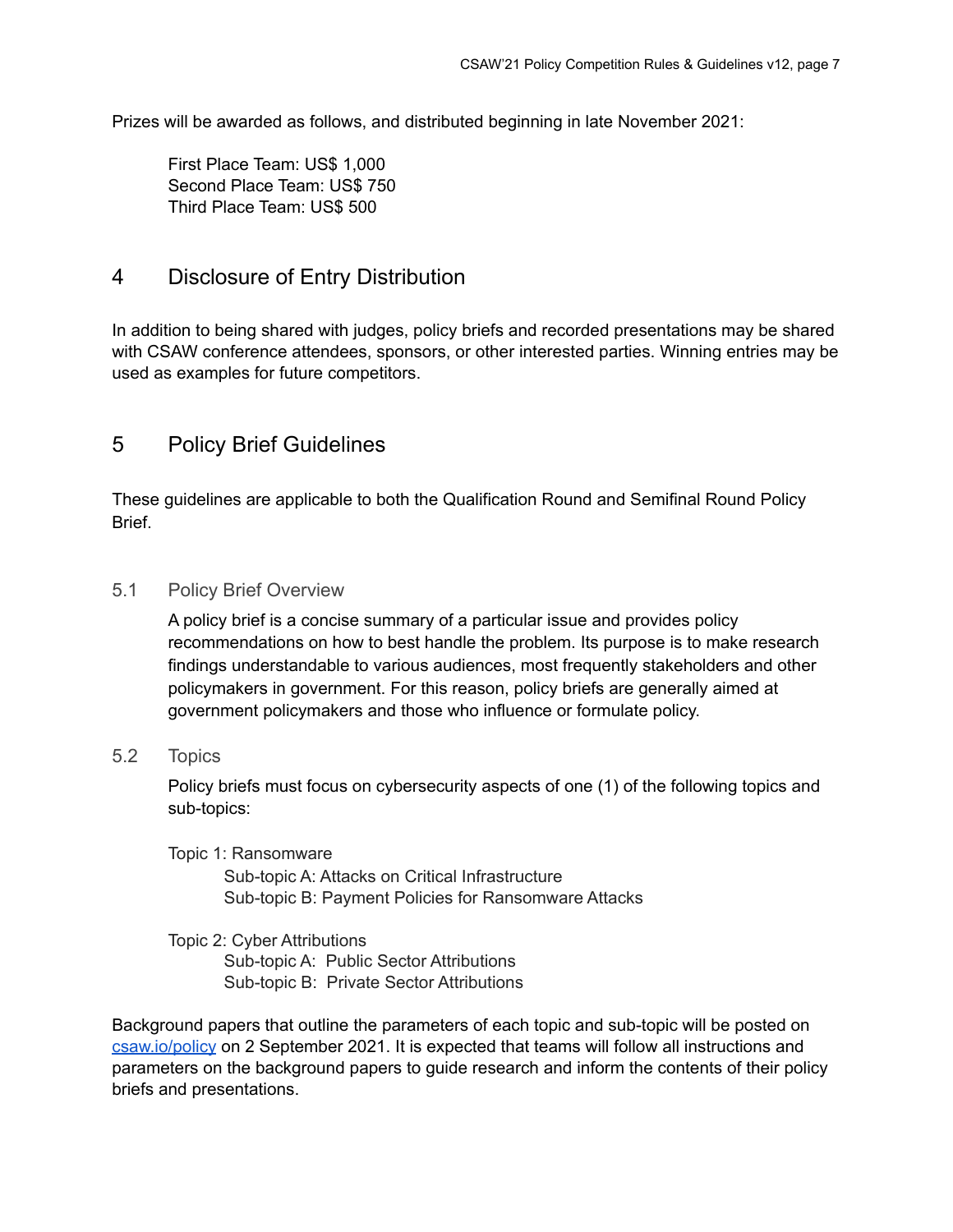Prizes will be awarded as follows, and distributed beginning in late November 2021:

First Place Team: US$ 1,000
Second Place Team: US$ 750
Third Place Team: US$ 500

# 4 Disclosure of Entry Distribution

In addition to being shared with judges, policy briefs and recorded presentations may be shared with CSAW conference attendees, sponsors, or other interested parties. Winning entries may be used as examples for future competitors.

# 5 Policy Brief Guidelines

These guidelines are applicable to both the Qualification Round and Semifinal Round Policy Brief.

## 5.1 Policy Brief Overview

A policy brief is a concise summary of a particular issue and provides policy recommendations on how to best handle the problem. Its purpose is to make research findings understandable to various audiences, most frequently stakeholders and other policymakers in government. For this reason, policy briefs are generally aimed at government policymakers and those who influence or formulate policy.

## 5.2 Topics

Policy briefs must focus on cybersecurity aspects of one (1) of the following topics and sub-topics:

Topic 1: Ransomware
- Sub-topic A: Attacks on Critical Infrastructure
- Sub-topic B: Payment Policies for Ransomware Attacks

Topic 2: Cyber Attributions
- Sub-topic A: Public Sector Attributions
- Sub-topic B: Private Sector Attributions

Background papers that outline the parameters of each topic and sub-topic will be posted on [csaw.io/policy](csaw.io/policy) on 2 September 2021. It is expected that teams will follow all instructions and parameters on the background papers to guide research and inform the contents of their policy briefs and presentations.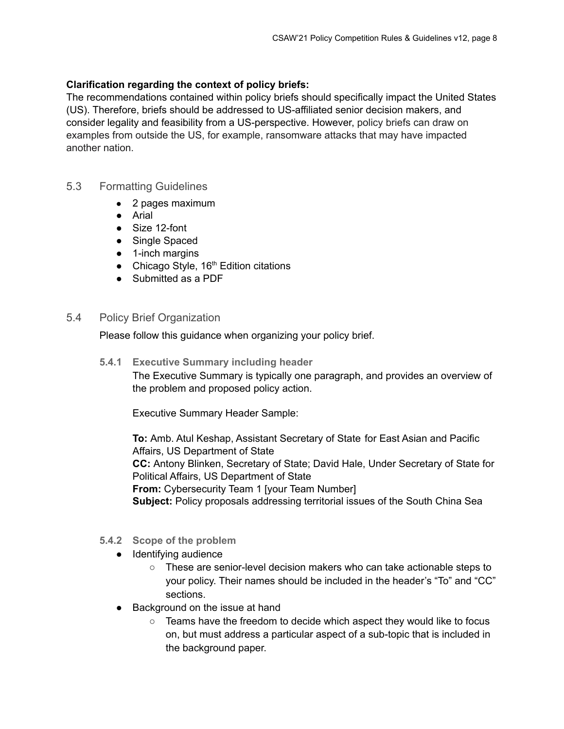**Clarification regarding the context of policy briefs:**
The recommendations contained within policy briefs should specifically impact the United States (US). Therefore, briefs should be addressed to US-affiliated senior decision makers, and consider legality and feasibility from a US-perspective. However, policy briefs can draw on examples from outside the US, for example, ransomware attacks that may have impacted another nation.

## 5.3 Formatting Guidelines

- 2 pages maximum
- Arial
- Size 12-font
- Single Spaced
- 1-inch margins
- Chicago Style, 16th Edition citations
- Submitted as a PDF

## 5.4 Policy Brief Organization

Please follow this guidance when organizing your policy brief.

### 5.4.1 Executive Summary including header

The Executive Summary is typically one paragraph, and provides an overview of the problem and proposed policy action.

Executive Summary Header Sample:

**To:** Amb. Atul Keshap, Assistant Secretary of State for East Asian and Pacific Affairs, US Department of State
**CC:** Antony Blinken, Secretary of State; David Hale, Under Secretary of State for Political Affairs, US Department of State
**From:** Cybersecurity Team 1 [your Team Number]
**Subject:** Policy proposals addressing territorial issues of the South China Sea

### 5.4.2 Scope of the problem

- Identifying audience
  - These are senior-level decision makers who can take actionable steps to your policy. Their names should be included in the header's "To" and "CC" sections.
- Background on the issue at hand
  - Teams have the freedom to decide which aspect they would like to focus on, but must address a particular aspect of a sub-topic that is included in the background paper.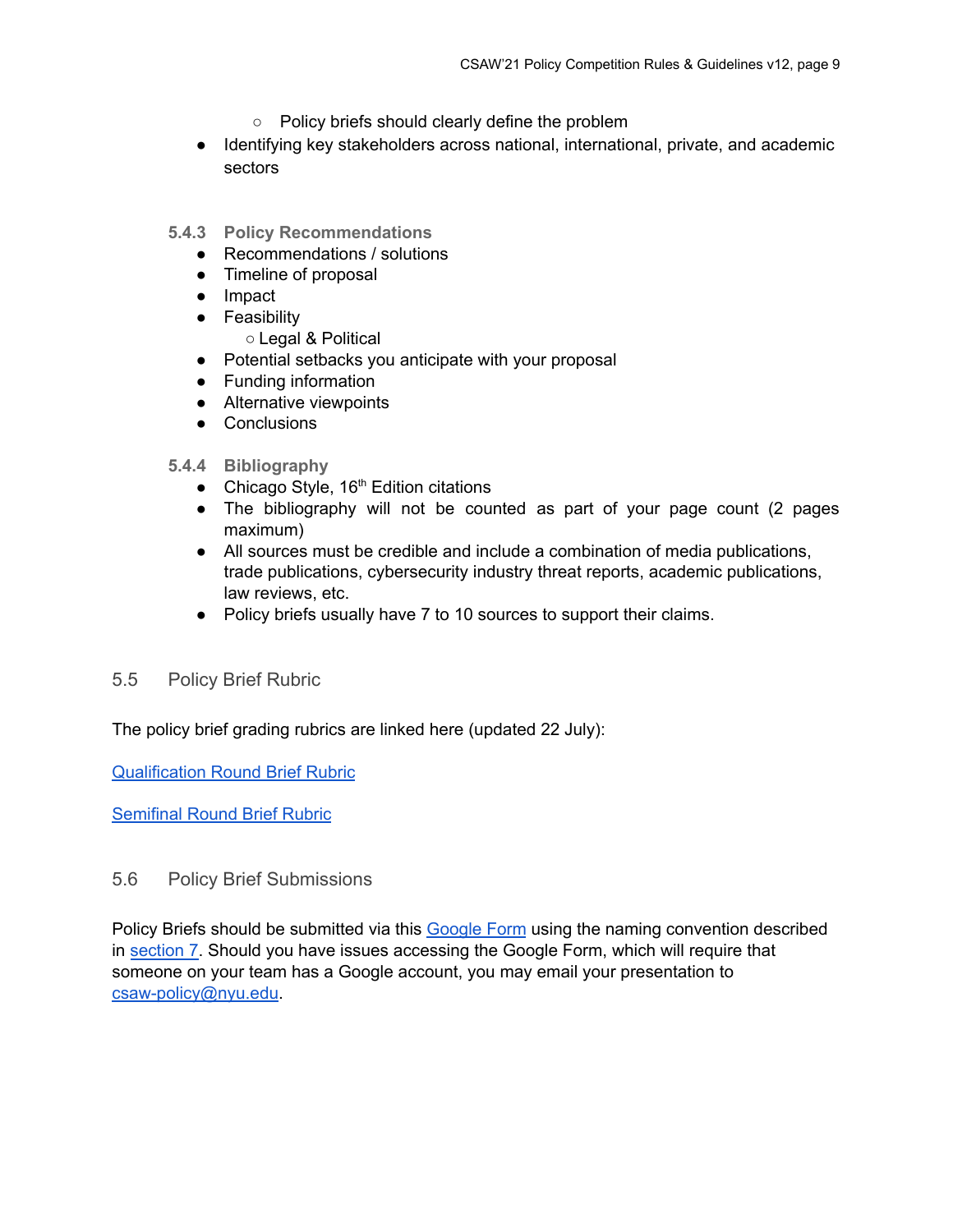- Policy briefs should clearly define the problem
- Identifying key stakeholders across national, international, private, and academic sectors

#### 5.4.3 Policy Recommendations

- Recommendations / solutions
- Timeline of proposal
- Impact
- Feasibility
  - Legal & Political
- Potential setbacks you anticipate with your proposal
- Funding information
- Alternative viewpoints
- Conclusions

#### 5.4.4 Bibliography

- Chicago Style, 16th Edition citations
- The bibliography will not be counted as part of your page count (2 pages maximum)
- All sources must be credible and include a combination of media publications, trade publications, cybersecurity industry threat reports, academic publications, law reviews, etc.
- Policy briefs usually have 7 to 10 sources to support their claims.

### 5.5 Policy Brief Rubric

The policy brief grading rubrics are linked here (updated 22 July):

[Qualification Round Brief Rubric]()

[Semifinal Round Brief Rubric]()

### 5.6 Policy Brief Submissions

Policy Briefs should be submitted via this [Google Form]() using the naming convention described in [section 7](). Should you have issues accessing the Google Form, which will require that someone on your team has a Google account, you may email your presentation to [csaw-policy@nyu.edu](mailto:csaw-policy@nyu.edu).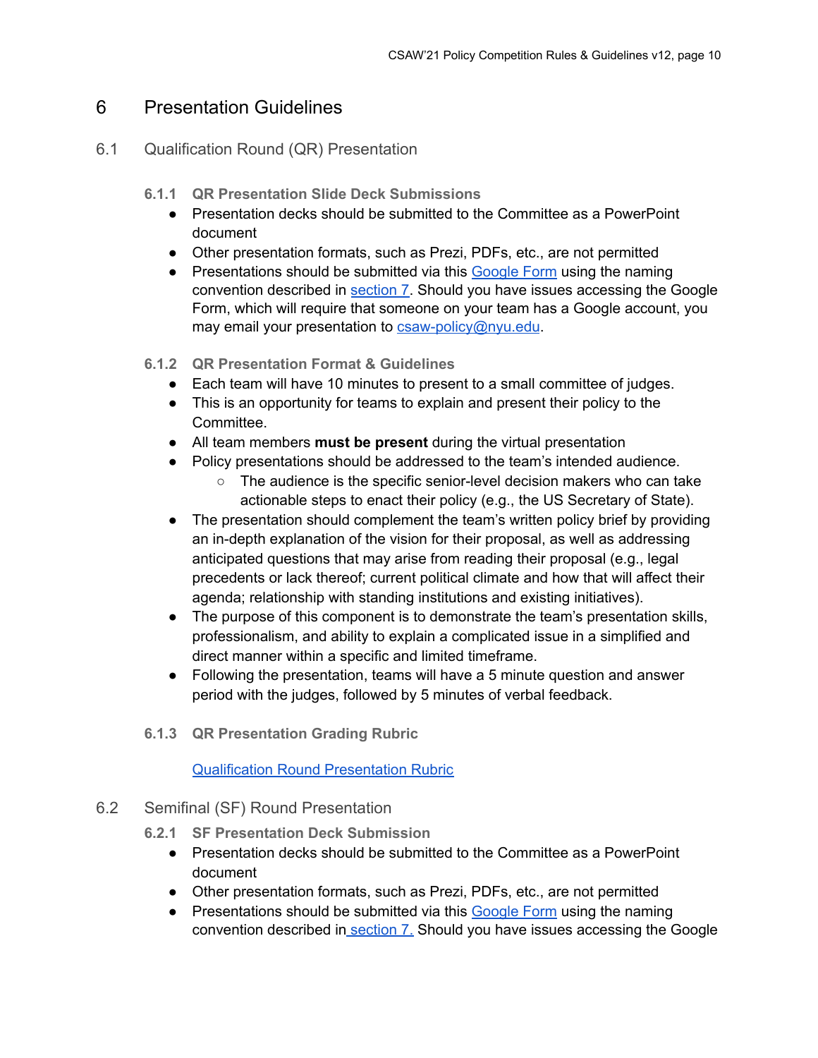# 6 Presentation Guidelines

## 6.1 Qualification Round (QR) Presentation

### 6.1.1 QR Presentation Slide Deck Submissions

- Presentation decks should be submitted to the Committee as a PowerPoint document
- Other presentation formats, such as Prezi, PDFs, etc., are not permitted
- Presentations should be submitted via this Google Form using the naming convention described in section 7. Should you have issues accessing the Google Form, which will require that someone on your team has a Google account, you may email your presentation to csaw-policy@nyu.edu.

### 6.1.2 QR Presentation Format & Guidelines

- Each team will have 10 minutes to present to a small committee of judges.
- This is an opportunity for teams to explain and present their policy to the Committee.
- All team members **must be present** during the virtual presentation
- Policy presentations should be addressed to the team's intended audience.
  - The audience is the specific senior-level decision makers who can take actionable steps to enact their policy (e.g., the US Secretary of State).
- The presentation should complement the team's written policy brief by providing an in-depth explanation of the vision for their proposal, as well as addressing anticipated questions that may arise from reading their proposal (e.g., legal precedents or lack thereof; current political climate and how that will affect their agenda; relationship with standing institutions and existing initiatives).
- The purpose of this component is to demonstrate the team's presentation skills, professionalism, and ability to explain a complicated issue in a simplified and direct manner within a specific and limited timeframe.
- Following the presentation, teams will have a 5 minute question and answer period with the judges, followed by 5 minutes of verbal feedback.

### 6.1.3 QR Presentation Grading Rubric

Qualification Round Presentation Rubric

## 6.2 Semifinal (SF) Round Presentation

### 6.2.1 SF Presentation Deck Submission

- Presentation decks should be submitted to the Committee as a PowerPoint document
- Other presentation formats, such as Prezi, PDFs, etc., are not permitted
- Presentations should be submitted via this Google Form using the naming convention described in section 7. Should you have issues accessing the Google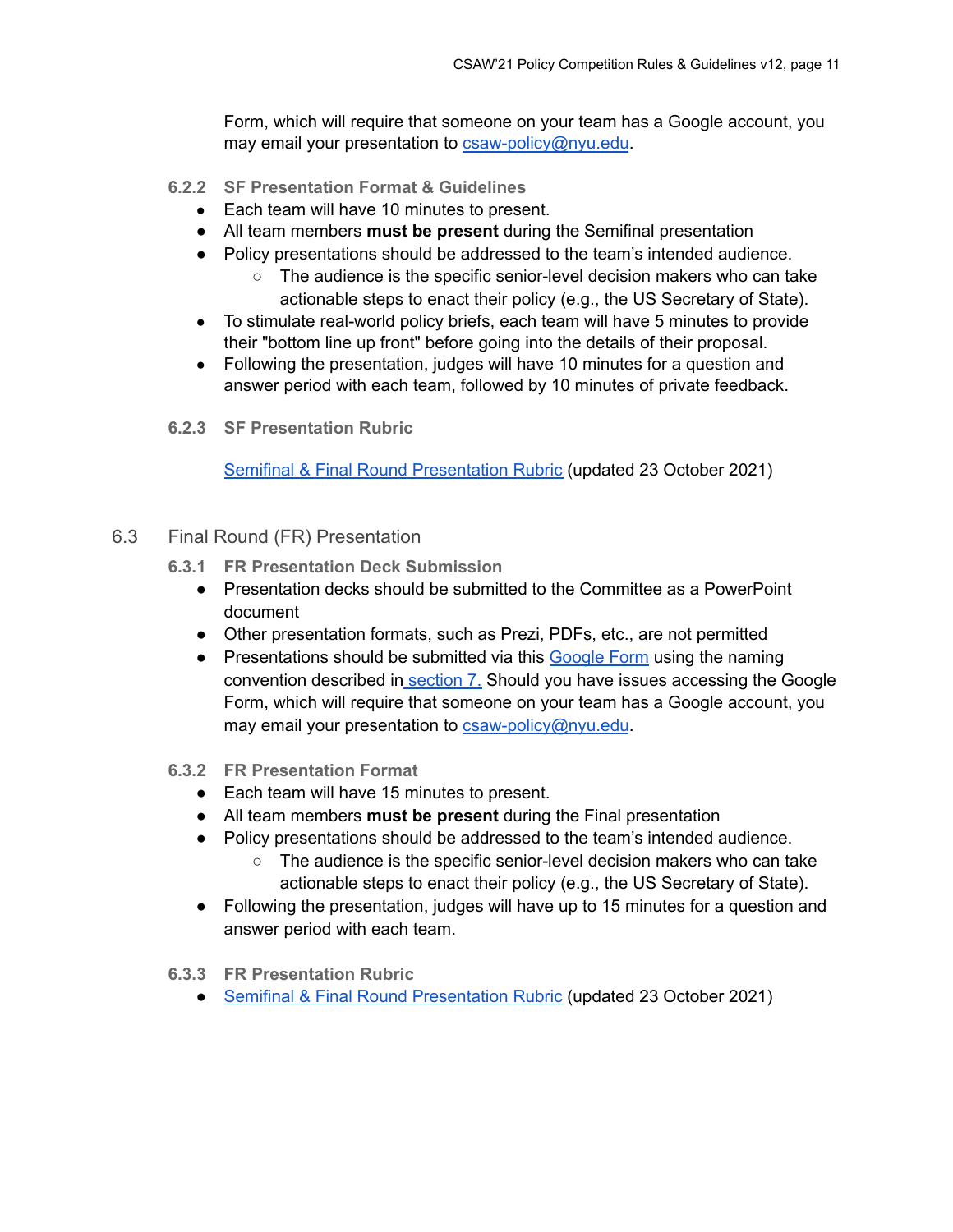Form, which will require that someone on your team has a Google account, you may email your presentation to csaw-policy@nyu.edu.

#### 6.2.2 SF Presentation Format & Guidelines

- Each team will have 10 minutes to present.
- All team members **must be present** during the Semifinal presentation
- Policy presentations should be addressed to the team's intended audience.
  - The audience is the specific senior-level decision makers who can take actionable steps to enact their policy (e.g., the US Secretary of State).
- To stimulate real-world policy briefs, each team will have 5 minutes to provide their "bottom line up front" before going into the details of their proposal.
- Following the presentation, judges will have 10 minutes for a question and answer period with each team, followed by 10 minutes of private feedback.

#### 6.2.3 SF Presentation Rubric

Semifinal & Final Round Presentation Rubric (updated 23 October 2021)

### 6.3 Final Round (FR) Presentation

#### 6.3.1 FR Presentation Deck Submission

- Presentation decks should be submitted to the Committee as a PowerPoint document
- Other presentation formats, such as Prezi, PDFs, etc., are not permitted
- Presentations should be submitted via this Google Form using the naming convention described in section 7. Should you have issues accessing the Google Form, which will require that someone on your team has a Google account, you may email your presentation to csaw-policy@nyu.edu.

#### 6.3.2 FR Presentation Format

- Each team will have 15 minutes to present.
- All team members **must be present** during the Final presentation
- Policy presentations should be addressed to the team's intended audience.
  - The audience is the specific senior-level decision makers who can take actionable steps to enact their policy (e.g., the US Secretary of State).
- Following the presentation, judges will have up to 15 minutes for a question and answer period with each team.

#### 6.3.3 FR Presentation Rubric

- Semifinal & Final Round Presentation Rubric (updated 23 October 2021)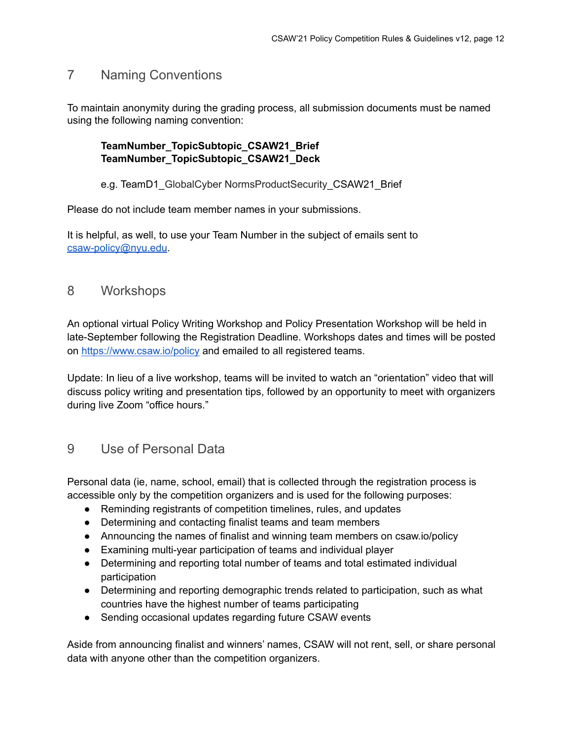## 7 Naming Conventions

To maintain anonymity during the grading process, all submission documents must be named using the following naming convention:

> **TeamNumber_TopicSubtopic_CSAW21_Brief**
> **TeamNumber_TopicSubtopic_CSAW21_Deck**
>
> e.g. TeamD1_GlobalCyber NormsProductSecurity_CSAW21_Brief

Please do not include team member names in your submissions.

It is helpful, as well, to use your Team Number in the subject of emails sent to [csaw-policy@nyu.edu](mailto:csaw-policy@nyu.edu).

## 8 Workshops

An optional virtual Policy Writing Workshop and Policy Presentation Workshop will be held in late-September following the Registration Deadline. Workshops dates and times will be posted on [https://www.csaw.io/policy](https://www.csaw.io/policy) and emailed to all registered teams.

Update: In lieu of a live workshop, teams will be invited to watch an "orientation" video that will discuss policy writing and presentation tips, followed by an opportunity to meet with organizers during live Zoom "office hours."

## 9 Use of Personal Data

Personal data (ie, name, school, email) that is collected through the registration process is accessible only by the competition organizers and is used for the following purposes:

- Reminding registrants of competition timelines, rules, and updates
- Determining and contacting finalist teams and team members
- Announcing the names of finalist and winning team members on csaw.io/policy
- Examining multi-year participation of teams and individual player
- Determining and reporting total number of teams and total estimated individual participation
- Determining and reporting demographic trends related to participation, such as what countries have the highest number of teams participating
- Sending occasional updates regarding future CSAW events

Aside from announcing finalist and winners' names, CSAW will not rent, sell, or share personal data with anyone other than the competition organizers.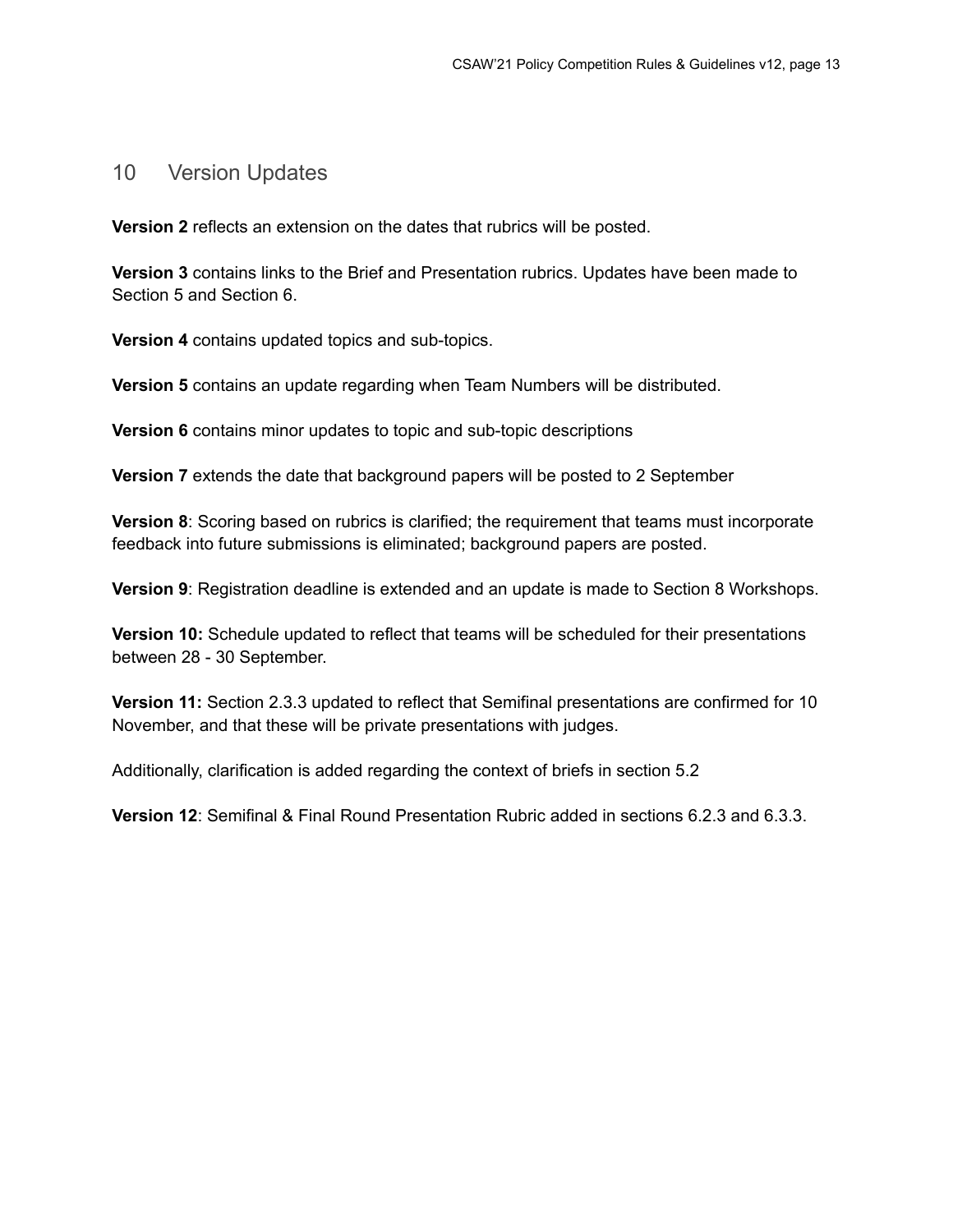# 10 Version Updates

**Version 2** reflects an extension on the dates that rubrics will be posted.

**Version 3** contains links to the Brief and Presentation rubrics. Updates have been made to Section 5 and Section 6.

**Version 4** contains updated topics and sub-topics.

**Version 5** contains an update regarding when Team Numbers will be distributed.

**Version 6** contains minor updates to topic and sub-topic descriptions

**Version 7** extends the date that background papers will be posted to 2 September

**Version 8**: Scoring based on rubrics is clarified; the requirement that teams must incorporate feedback into future submissions is eliminated; background papers are posted.

**Version 9**: Registration deadline is extended and an update is made to Section 8 Workshops.

**Version 10:** Schedule updated to reflect that teams will be scheduled for their presentations between 28 - 30 September.

**Version 11:** Section 2.3.3 updated to reflect that Semifinal presentations are confirmed for 10 November, and that these will be private presentations with judges.

Additionally, clarification is added regarding the context of briefs in section 5.2

**Version 12**: Semifinal & Final Round Presentation Rubric added in sections 6.2.3 and 6.3.3.